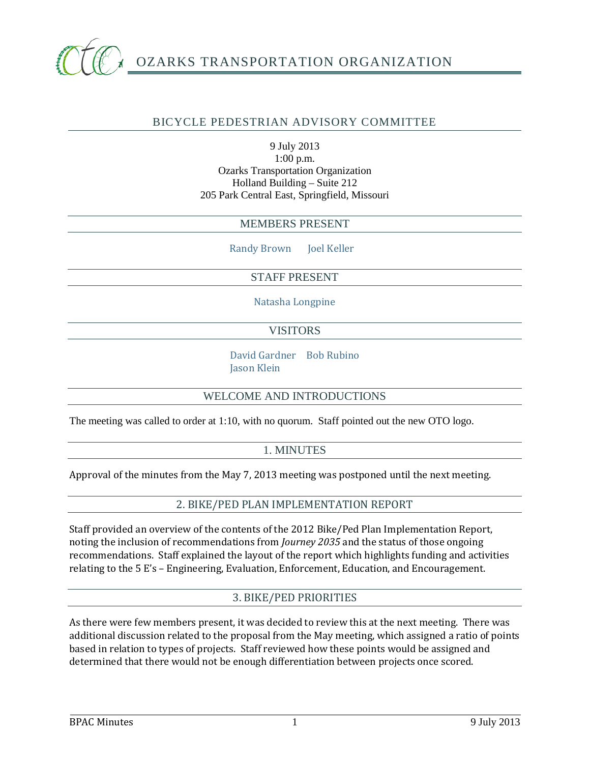# OZARKS TRANSPORTATION ORGANIZATION

## BICYCLE PEDESTRIAN ADVISORY COMMITTEE

9 July 2013
1:00 p.m.
Ozarks Transportation Organization
Holland Building – Suite 212
205 Park Central East, Springfield, Missouri

## MEMBERS PRESENT

Randy Brown    Joel Keller

## STAFF PRESENT

Natasha Longpine

## VISITORS

David Gardner    Bob Rubino
Jason Klein

## WELCOME AND INTRODUCTIONS

The meeting was called to order at 1:10, with no quorum. Staff pointed out the new OTO logo.

## 1. MINUTES

Approval of the minutes from the May 7, 2013 meeting was postponed until the next meeting.

## 2. BIKE/PED PLAN IMPLEMENTATION REPORT

Staff provided an overview of the contents of the 2012 Bike/Ped Plan Implementation Report, noting the inclusion of recommendations from *Journey 2035* and the status of those ongoing recommendations. Staff explained the layout of the report which highlights funding and activities relating to the 5 E's – Engineering, Evaluation, Enforcement, Education, and Encouragement.

## 3. BIKE/PED PRIORITIES

As there were few members present, it was decided to review this at the next meeting. There was additional discussion related to the proposal from the May meeting, which assigned a ratio of points based in relation to types of projects. Staff reviewed how these points would be assigned and determined that there would not be enough differentiation between projects once scored.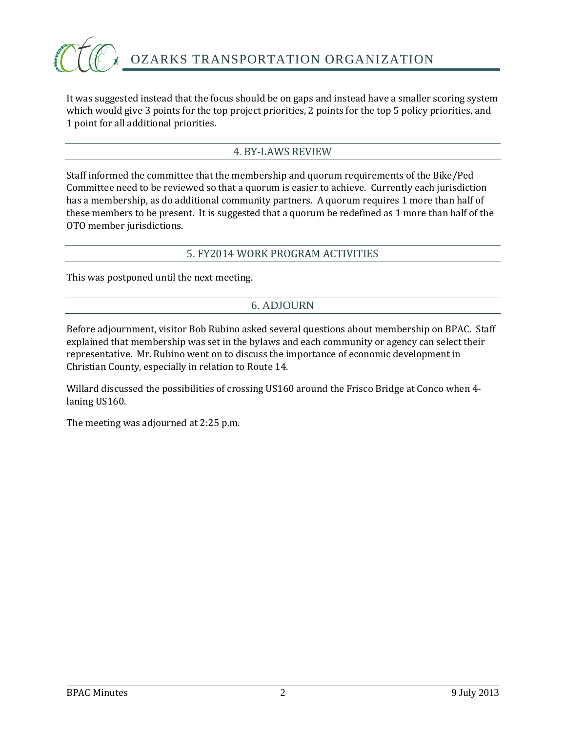It was suggested instead that the focus should be on gaps and instead have a smaller scoring system which would give 3 points for the top project priorities, 2 points for the top 5 policy priorities, and 1 point for all additional priorities.

## 4. BY-LAWS REVIEW

Staff informed the committee that the membership and quorum requirements of the Bike/Ped Committee need to be reviewed so that a quorum is easier to achieve. Currently each jurisdiction has a membership, as do additional community partners. A quorum requires 1 more than half of these members to be present. It is suggested that a quorum be redefined as 1 more than half of the OTO member jurisdictions.

## 5. FY2014 WORK PROGRAM ACTIVITIES

This was postponed until the next meeting.

## 6. ADJOURN

Before adjournment, visitor Bob Rubino asked several questions about membership on BPAC. Staff explained that membership was set in the bylaws and each community or agency can select their representative. Mr. Rubino went on to discuss the importance of economic development in Christian County, especially in relation to Route 14.

Willard discussed the possibilities of crossing US160 around the Frisco Bridge at Conco when 4-laning US160.

The meeting was adjourned at 2:25 p.m.